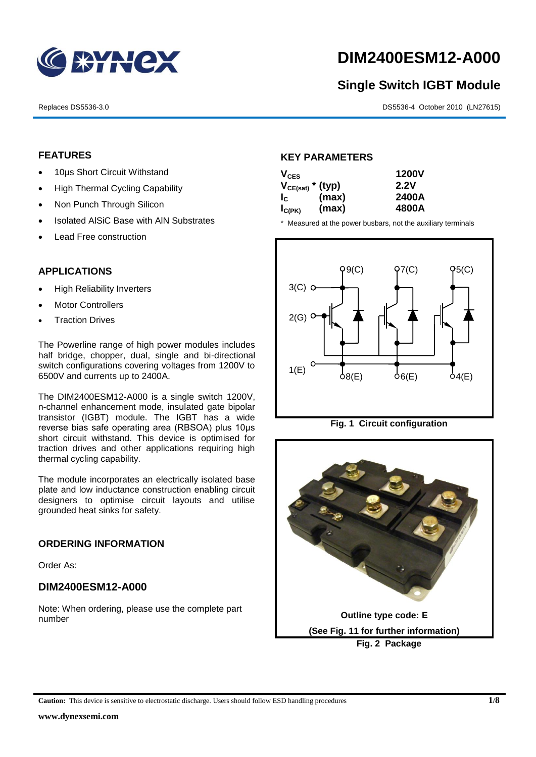# DIM2400ESM12-A000

## Single Switch IGBT Module

Replaces DS5536-3.0

DS5536-4 October 2010 (LN27615)

## FEATURES

- 10µs Short Circuit Withstand
- High Thermal Cycling Capability
- Non Punch Through Silicon
- Isolated AlSiC Base with AlN Substrates
- Lead Free construction

## APPLICATIONS

- High Reliability Inverters
- Motor Controllers
- Traction Drives

The Powerline range of high power modules includes half bridge, chopper, dual, single and bi-directional switch configurations covering voltages from 1200V to 6500V and currents up to 2400A.

The DIM2400ESM12-A000 is a single switch 1200V, n-channel enhancement mode, insulated gate bipolar transistor (IGBT) module. The IGBT has a wide reverse bias safe operating area (RBSOA) plus 10µs short circuit withstand. This device is optimised for traction drives and other applications requiring high thermal cycling capability.

The module incorporates an electrically isolated base plate and low inductance construction enabling circuit designers to optimise circuit layouts and utilise grounded heat sinks for safety.

## ORDERING INFORMATION

Order As:

### DIM2400ESM12-A000

Note: When ordering, please use the complete part number

## KEY PARAMETERS

| | | |
|---|---|---|
| $V_{CES}$ | | 1200V |
| $V_{CE(sat)}$ * | (typ) | 2.2V |
| $I_C$ | (max) | 2400A |
| $I_{C(PK)}$ | (max) | 4800A |

\* Measured at the power busbars, not the auxiliary terminals

9(C)
7(C)
5(C)
3(C)
2(G)
1(E)
8(E)
6(E)
4(E)

Fig. 1 Circuit configuration

Outline type code: E

(See Fig. 11 for further information)

Fig. 2 Package

**Caution:** This device is sensitive to electrostatic discharge. Users should follow ESD handling procedures

www.dynexsemi.com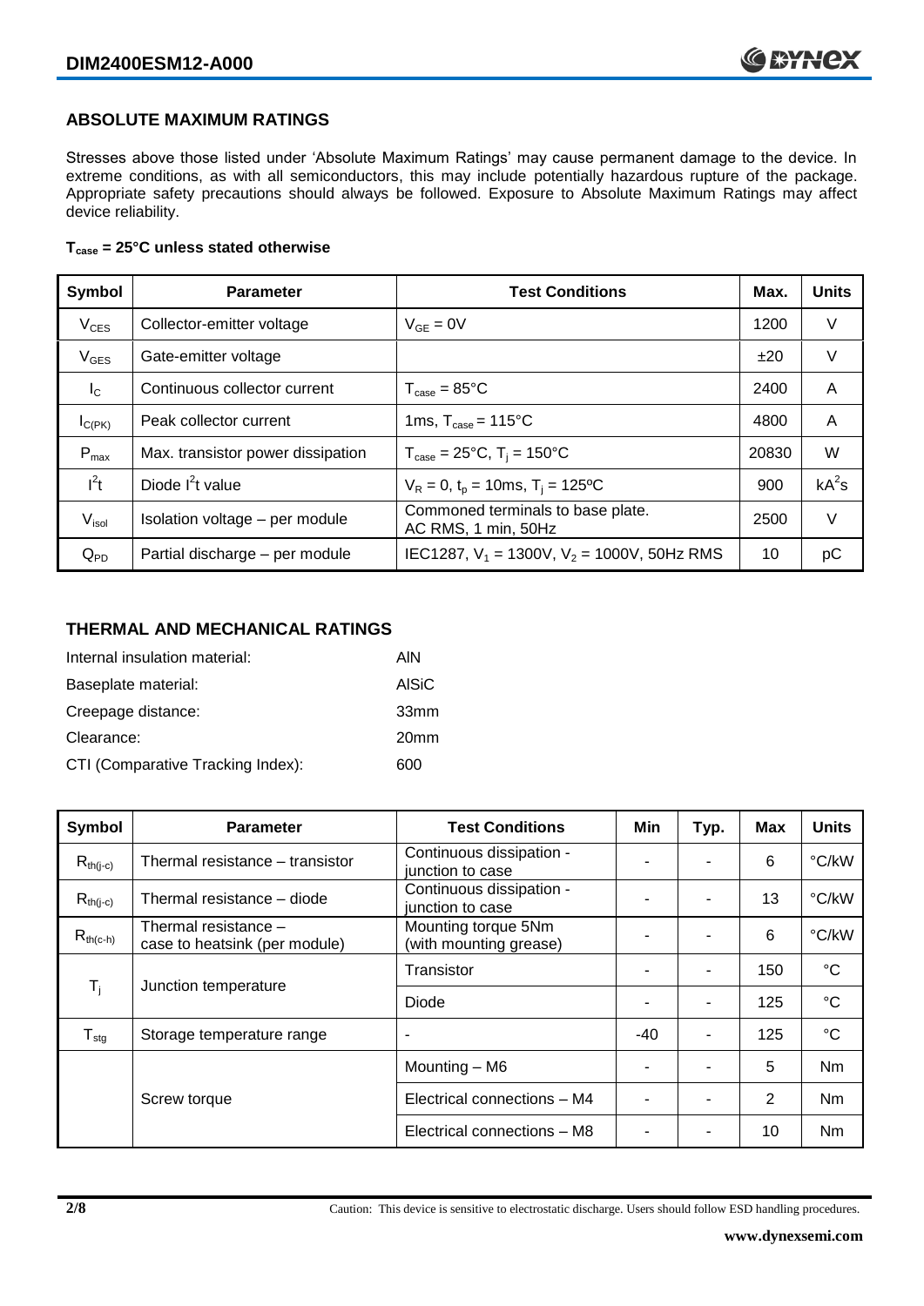## ABSOLUTE MAXIMUM RATINGS

Stresses above those listed under 'Absolute Maximum Ratings' may cause permanent damage to the device. In extreme conditions, as with all semiconductors, this may include potentially hazardous rupture of the package. Appropriate safety precautions should always be followed. Exposure to Absolute Maximum Ratings may affect device reliability.

**$T_{case}$ = 25°C unless stated otherwise**

| Symbol | Parameter | Test Conditions | Max. | Units |
|---|---|---|---|---|
| $V_{CES}$ | Collector-emitter voltage | $V_{GE}$ = 0V | 1200 | V |
| $V_{GES}$ | Gate-emitter voltage | | ±20 | V |
| $I_C$ | Continuous collector current | $T_{case}$ = 85°C | 2400 | A |
| $I_{C(PK)}$ | Peak collector current | 1ms, $T_{case}$ = 115°C | 4800 | A |
| $P_{max}$ | Max. transistor power dissipation | $T_{case}$ = 25°C, $T_j$ = 150°C | 20830 | W |
| $I^2t$ | Diode $I^2t$ value | $V_R$ = 0, $t_p$ = 10ms, $T_j$ = 125ºC | 900 | $kA^2s$ |
| $V_{isol}$ | Isolation voltage – per module | Commoned terminals to base plate. AC RMS, 1 min, 50Hz | 2500 | V |
| $Q_{PD}$ | Partial discharge – per module | IEC1287, $V_1$ = 1300V, $V_2$ = 1000V, 50Hz RMS | 10 | pC |

## THERMAL AND MECHANICAL RATINGS

| | |
|---|---|
| Internal insulation material: | AlN |
| Baseplate material: | AlSiC |
| Creepage distance: | 33mm |
| Clearance: | 20mm |
| CTI (Comparative Tracking Index): | 600 |

| Symbol | Parameter | Test Conditions | Min | Typ. | Max | Units |
|---|---|---|---|---|---|---|
| $R_{th(j-c)}$ | Thermal resistance – transistor | Continuous dissipation - junction to case | - | - | 6 | °C/kW |
| $R_{th(j-c)}$ | Thermal resistance – diode | Continuous dissipation - junction to case | - | - | 13 | °C/kW |
| $R_{th(c-h)}$ | Thermal resistance – case to heatsink (per module) | Mounting torque 5Nm (with mounting grease) | - | - | 6 | °C/kW |
| $T_j$ | Junction temperature | Transistor | - | - | 150 | °C |
| | | Diode | - | - | 125 | °C |
| $T_{stg}$ | Storage temperature range | - | -40 | - | 125 | °C |
| | Screw torque | Mounting – M6 | - | - | 5 | Nm |
| | | Electrical connections – M4 | - | - | 2 | Nm |
| | | Electrical connections – M8 | - | - | 10 | Nm |

Caution: This device is sensitive to electrostatic discharge. Users should follow ESD handling procedures.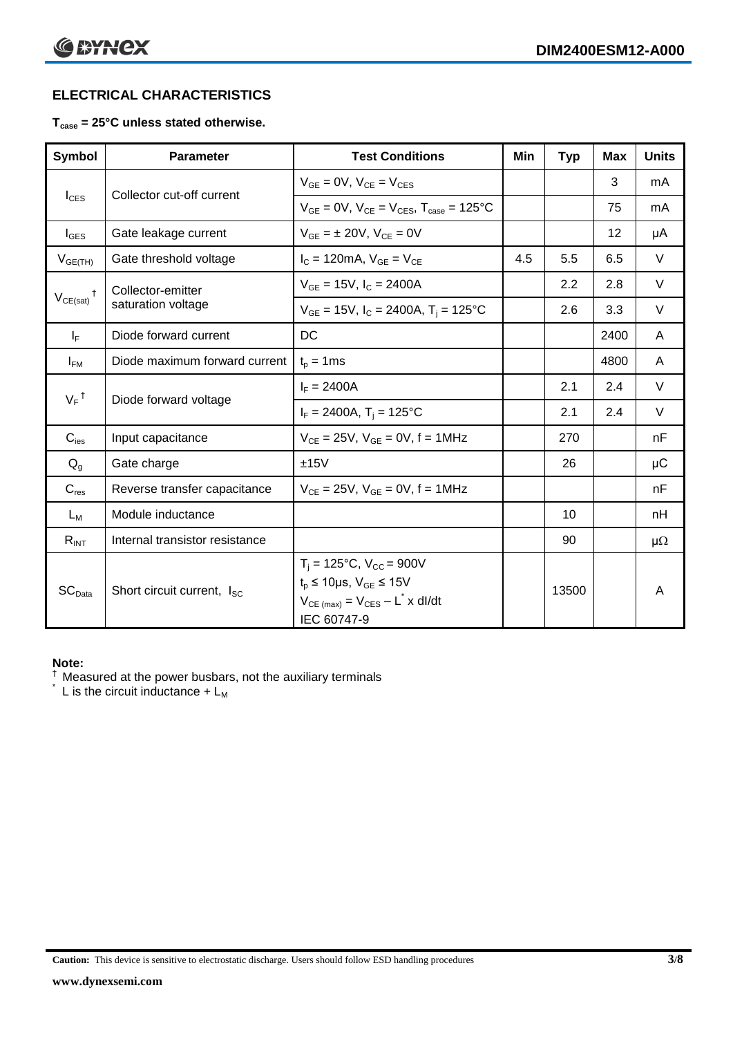## ELECTRICAL CHARACTERISTICS

**$T_{case}$ = 25°C unless stated otherwise.**

| Symbol | Parameter | Test Conditions | Min | Typ | Max | Units |
|---|---|---|---|---|---|---|
| $I_{CES}$ | Collector cut-off current | $V_{GE}$ = 0V, $V_{CE}$ = $V_{CES}$ | | | 3 | mA |
| | | $V_{GE}$ = 0V, $V_{CE}$ = $V_{CES}$, $T_{case}$ = 125°C | | | 75 | mA |
| $I_{GES}$ | Gate leakage current | $V_{GE}$ = ± 20V, $V_{CE}$ = 0V | | | 12 | μA |
| $V_{GE(TH)}$ | Gate threshold voltage | $I_C$ = 120mA, $V_{GE}$ = $V_{CE}$ | 4.5 | 5.5 | 6.5 | V |
| $V_{CE(sat)}$ † | Collector-emitter saturation voltage | $V_{GE}$ = 15V, $I_C$ = 2400A | | 2.2 | 2.8 | V |
| | | $V_{GE}$ = 15V, $I_C$ = 2400A, $T_j$ = 125°C | | 2.6 | 3.3 | V |
| $I_F$ | Diode forward current | DC | | | 2400 | A |
| $I_{FM}$ | Diode maximum forward current | $t_p$ = 1ms | | | 4800 | A |
| $V_F$ † | Diode forward voltage | $I_F$ = 2400A | | 2.1 | 2.4 | V |
| | | $I_F$ = 2400A, $T_j$ = 125°C | | 2.1 | 2.4 | V |
| $C_{ies}$ | Input capacitance | $V_{CE}$ = 25V, $V_{GE}$ = 0V, f = 1MHz | | 270 | | nF |
| $Q_g$ | Gate charge | ±15V | | 26 | | μC |
| $C_{res}$ | Reverse transfer capacitance | $V_{CE}$ = 25V, $V_{GE}$ = 0V, f = 1MHz | | | | nF |
| $L_M$ | Module inductance | | | 10 | | nH |
| $R_{INT}$ | Internal transistor resistance | | | 90 | | μΩ |
| $SC_{Data}$ | Short circuit current, $I_{SC}$ | $T_j$ = 125°C, $V_{CC}$ = 900V<br>$t_p$ ≤ 10μs, $V_{GE}$ ≤ 15V<br>$V_{CE\,(max)}$ = $V_{CES}$ – $L^*$ x dI/dt<br>IEC 60747-9 | | 13500 | | A |

**Note:**

† Measured at the power busbars, not the auxiliary terminals

\* L is the circuit inductance + $L_M$

**Caution:** This device is sensitive to electrostatic discharge. Users should follow ESD handling procedures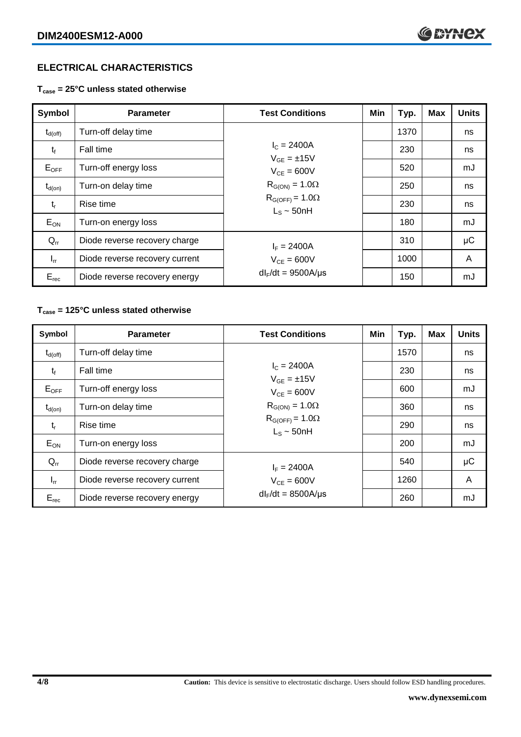## ELECTRICAL CHARACTERISTICS

### $T_{case}$ = 25°C unless stated otherwise

| Symbol | Parameter | Test Conditions | Min | Typ. | Max | Units |
|---|---|---|---|---|---|---|
| $t_{d(off)}$ | Turn-off delay time | $I_C$ = 2400A, $V_{GE}$ = ±15V, $V_{CE}$ = 600V, $R_{G(ON)}$ = 1.0Ω, $R_{G(OFF)}$ = 1.0Ω, $L_S$ ~ 50nH | | 1370 | | ns |
| $t_f$ | Fall time | | | 230 | | ns |
| $E_{OFF}$ | Turn-off energy loss | | | 520 | | mJ |
| $t_{d(on)}$ | Turn-on delay time | | | 250 | | ns |
| $t_r$ | Rise time | | | 230 | | ns |
| $E_{ON}$ | Turn-on energy loss | | | 180 | | mJ |
| $Q_{rr}$ | Diode reverse recovery charge | $I_F$ = 2400A, $V_{CE}$ = 600V, $dI_F/dt$ = 9500A/μs | | 310 | | μC |
| $I_{rr}$ | Diode reverse recovery current | | | 1000 | | A |
| $E_{rec}$ | Diode reverse recovery energy | | | 150 | | mJ |

### $T_{case}$ = 125°C unless stated otherwise

| Symbol | Parameter | Test Conditions | Min | Typ. | Max | Units |
|---|---|---|---|---|---|---|
| $t_{d(off)}$ | Turn-off delay time | $I_C$ = 2400A, $V_{GE}$ = ±15V, $V_{CE}$ = 600V, $R_{G(ON)}$ = 1.0Ω, $R_{G(OFF)}$ = 1.0Ω, $L_S$ ~ 50nH | | 1570 | | ns |
| $t_f$ | Fall time | | | 230 | | ns |
| $E_{OFF}$ | Turn-off energy loss | | | 600 | | mJ |
| $t_{d(on)}$ | Turn-on delay time | | | 360 | | ns |
| $t_r$ | Rise time | | | 290 | | ns |
| $E_{ON}$ | Turn-on energy loss | | | 200 | | mJ |
| $Q_{rr}$ | Diode reverse recovery charge | $I_F$ = 2400A, $V_{CE}$ = 600V, $dI_F/dt$ = 8500A/μs | | 540 | | μC |
| $I_{rr}$ | Diode reverse recovery current | | | 1260 | | A |
| $E_{rec}$ | Diode reverse recovery energy | | | 260 | | mJ |

**Caution:** This device is sensitive to electrostatic discharge. Users should follow ESD handling procedures.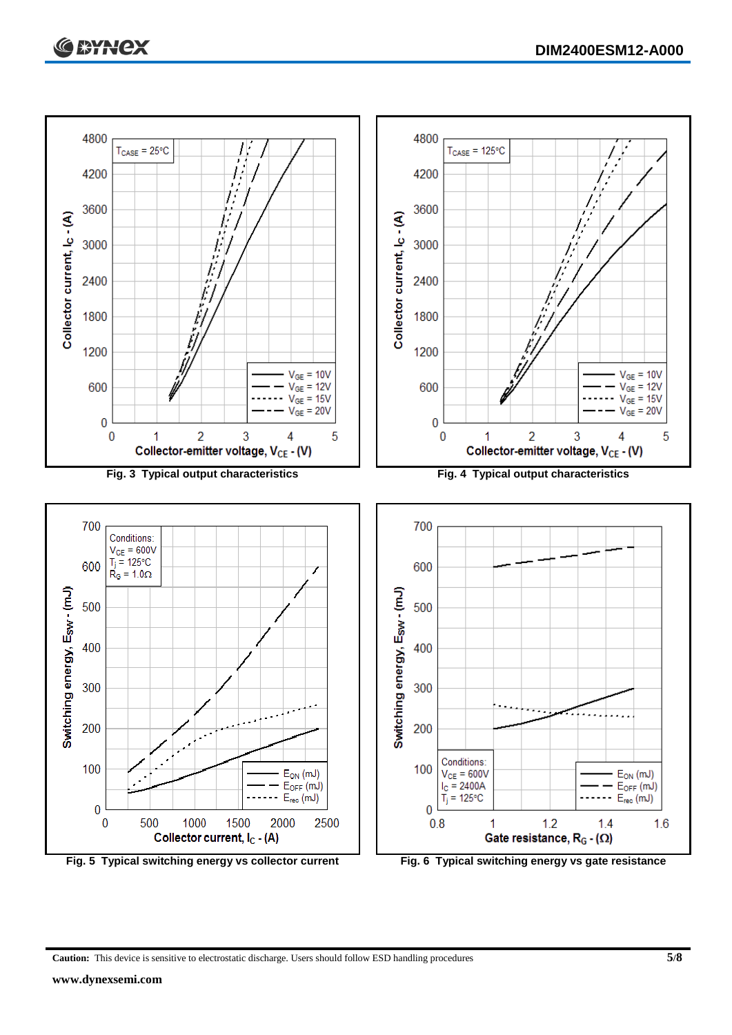4800
4200
3600
3000
2400
1800
1200
600
0

$T_{CASE}$ = 25°C

$V_{GE}$ = 10V
$V_{GE}$ = 12V
$V_{GE}$ = 15V
$V_{GE}$ = 20V

0 1 2 3 4 5

Collector current, $I_C$ - (A)

Collector-emitter voltage, $V_{CE}$ - (V)

**Fig. 3 Typical output characteristics**

4800
4200
3600
3000
2400
1800
1200
600
0

$T_{CASE}$ = 125°C

$V_{GE}$ = 10V
$V_{GE}$ = 12V
$V_{GE}$ = 15V
$V_{GE}$ = 20V

0 1 2 3 4 5

Collector current, $I_C$ - (A)

Collector-emitter voltage, $V_{CE}$ - (V)

**Fig. 4 Typical output characteristics**

700
600
500
400
300
200
100
0

Conditions:
$V_{CE}$ = 600V
$T_j$ = 125°C
$R_G$ = 1.0Ω

$E_{ON}$ (mJ)
$E_{OFF}$ (mJ)
$E_{rec}$ (mJ)

0 500 1000 1500 2000 2500

Switching energy, $E_{SW}$ - (mJ)

Collector current, $I_C$ - (A)

**Fig. 5 Typical switching energy vs collector current**

700
600
500
400
300
200
100
0

Conditions:
$V_{CE}$ = 600V
$I_C$ = 2400A
$T_j$ = 125°C

$E_{ON}$ (mJ)
$E_{OFF}$ (mJ)
$E_{rec}$ (mJ)

0.8 1 1.2 1.4 1.6

Switching energy, $E_{SW}$ - (mJ)

Gate resistance, $R_G$ - (Ω)

**Fig. 6 Typical switching energy vs gate resistance**

**Caution:** This device is sensitive to electrostatic discharge. Users should follow ESD handling procedures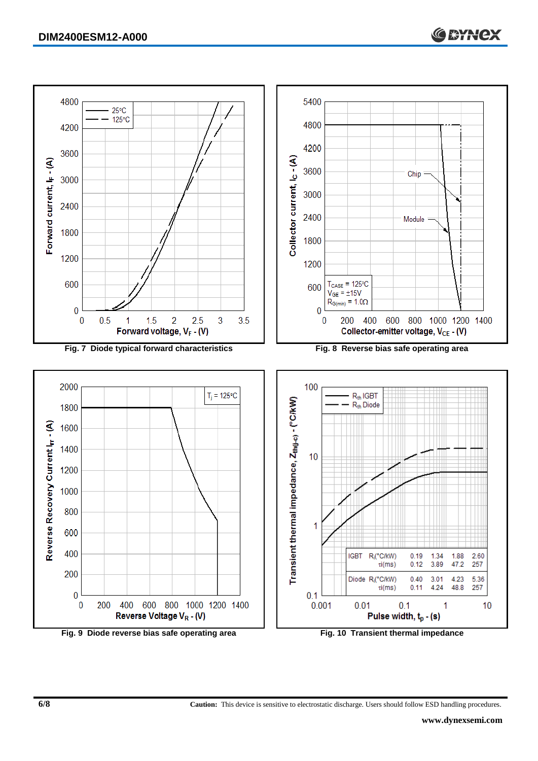Forward current, $I_F$ - (A)

4800
4200
3600
3000
2400
1800
1200
600
0

0 0.5 1 1.5 2 2.5 3 3.5

Forward voltage, $V_F$ - (V)

25°C
125°C

Fig. 7 Diode typical forward characteristics

Collector current, $I_C$ - (A)

5400
4800
4200
3600
3000
2400
1800
1200
600
0

0 200 400 600 800 1000 1200 1400

Collector-emitter voltage, $V_{CE}$ - (V)

Chip
Module

$T_{CASE}$ = 125°C
$V_{GE}$ = ±15V
$R_{G(min)}$ = 1.0Ω

Fig. 8 Reverse bias safe operating area

Reverse Recovery Current $I_{rr}$ - (A)

2000
1800
1600
1400
1200
1000
800
600
400
200
0

0 200 400 600 800 1000 1200 1400

Reverse Voltage $V_R$ - (V)

$T_j$ = 125°C

Fig. 9 Diode reverse bias safe operating area

Transient thermal impedance, $Z_{th(j-c)}$ - (°C/kW)

100
10
1
0.1

0.001 0.01 0.1 1 10

Pulse width, $t_p$ - (s)

$R_{th}$ IGBT
$R_{th}$ Diode

| | | | | | |
|---|---|---|---|---|---|
| IGBT | $R_i$(°C/kW) | 0.19 | 1.34 | 1.88 | 2.60 |
| | $\tau_i$(ms) | 0.12 | 3.89 | 47.2 | 257 |
| Diode | $R_i$(°C/kW) | 0.40 | 3.01 | 4.23 | 5.36 |
| | $\tau_i$(ms) | 0.11 | 4.24 | 48.8 | 257 |

Fig. 10 Transient thermal impedance

**Caution:** This device is sensitive to electrostatic discharge. Users should follow ESD handling procedures.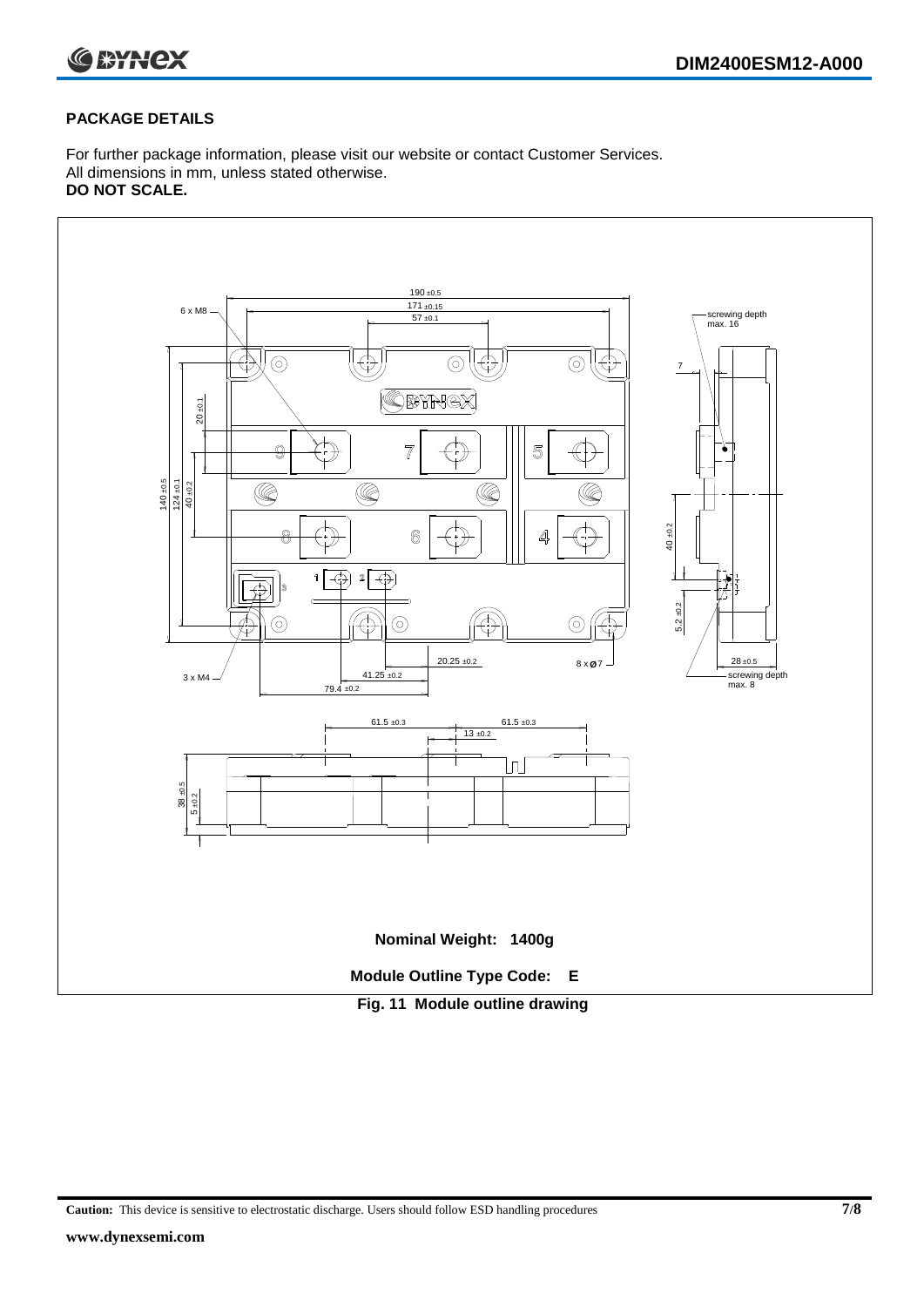## PACKAGE DETAILS

For further package information, please visit our website or contact Customer Services.
All dimensions in mm, unless stated otherwise.
**DO NOT SCALE.**

190 ±0.5
171 ±0.15
57 ±0.1
6 x M8
screwing depth max. 16
7
20 ±0.1
140 ±0.5
124 ±0.1
40 ±0.2
40 ±0.2
5.2 ±0.2
28 ±0.5
screwing depth max. 8
8 x Ø7
20.25 ±0.2
41.25 ±0.2
79.4 ±0.2
3 x M4
61.5 ±0.3
61.5 ±0.3
13 ±0.2
38 ±0.5
5 ±0.2

**Nominal Weight: 1400g**

**Module Outline Type Code: E**

**Fig. 11 Module outline drawing**

**Caution:** This device is sensitive to electrostatic discharge. Users should follow ESD handling procedures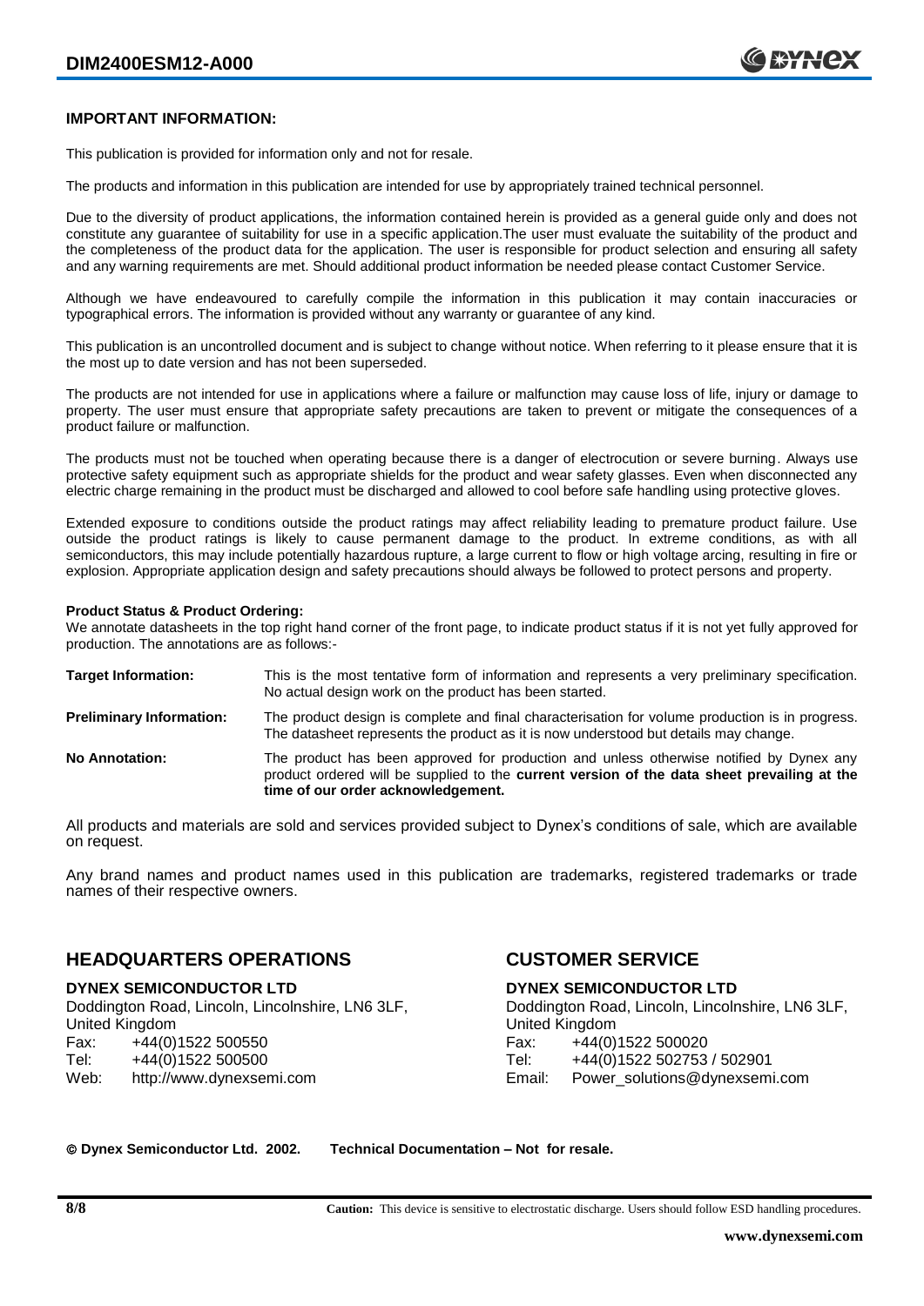**IMPORTANT INFORMATION:**

This publication is provided for information only and not for resale.

The products and information in this publication are intended for use by appropriately trained technical personnel.

Due to the diversity of product applications, the information contained herein is provided as a general guide only and does not constitute any guarantee of suitability for use in a specific application.The user must evaluate the suitability of the product and the completeness of the product data for the application. The user is responsible for product selection and ensuring all safety and any warning requirements are met. Should additional product information be needed please contact Customer Service.

Although we have endeavoured to carefully compile the information in this publication it may contain inaccuracies or typographical errors. The information is provided without any warranty or guarantee of any kind.

This publication is an uncontrolled document and is subject to change without notice. When referring to it please ensure that it is the most up to date version and has not been superseded.

The products are not intended for use in applications where a failure or malfunction may cause loss of life, injury or damage to property. The user must ensure that appropriate safety precautions are taken to prevent or mitigate the consequences of a product failure or malfunction.

The products must not be touched when operating because there is a danger of electrocution or severe burning. Always use protective safety equipment such as appropriate shields for the product and wear safety glasses. Even when disconnected any electric charge remaining in the product must be discharged and allowed to cool before safe handling using protective gloves.

Extended exposure to conditions outside the product ratings may affect reliability leading to premature product failure. Use outside the product ratings is likely to cause permanent damage to the product. In extreme conditions, as with all semiconductors, this may include potentially hazardous rupture, a large current to flow or high voltage arcing, resulting in fire or explosion. Appropriate application design and safety precautions should always be followed to protect persons and property.

**Product Status & Product Ordering:**

We annotate datasheets in the top right hand corner of the front page, to indicate product status if it is not yet fully approved for production. The annotations are as follows:-

| | |
|---|---|
| **Target Information:** | This is the most tentative form of information and represents a very preliminary specification. No actual design work on the product has been started. |
| **Preliminary Information:** | The product design is complete and final characterisation for volume production is in progress. The datasheet represents the product as it is now understood but details may change. |
| **No Annotation:** | The product has been approved for production and unless otherwise notified by Dynex any product ordered will be supplied to the **current version of the data sheet prevailing at the time of our order acknowledgement.** |

All products and materials are sold and services provided subject to Dynex's conditions of sale, which are available on request.

Any brand names and product names used in this publication are trademarks, registered trademarks or trade names of their respective owners.

## HEADQUARTERS OPERATIONS

**DYNEX SEMICONDUCTOR LTD**

Doddington Road, Lincoln, Lincolnshire, LN6 3LF,
United Kingdom
Fax: +44(0)1522 500550
Tel: +44(0)1522 500500
Web: http://www.dynexsemi.com

## CUSTOMER SERVICE

**DYNEX SEMICONDUCTOR LTD**

Doddington Road, Lincoln, Lincolnshire, LN6 3LF,
United Kingdom
Fax: +44(0)1522 500020
Tel: +44(0)1522 502753 / 502901
Email: Power_solutions@dynexsemi.com

**© Dynex Semiconductor Ltd. 2002. Technical Documentation – Not for resale.**

**Caution:** This device is sensitive to electrostatic discharge. Users should follow ESD handling procedures.